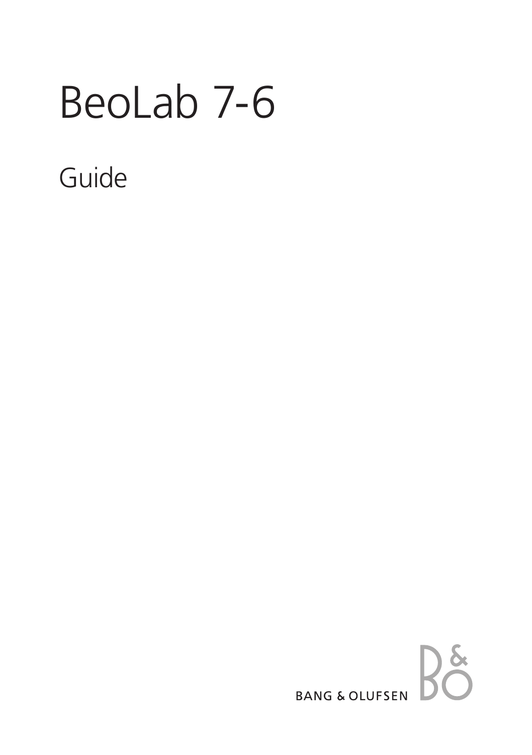# BeoLab 7-6

## Guide

BANG & OLUFSEN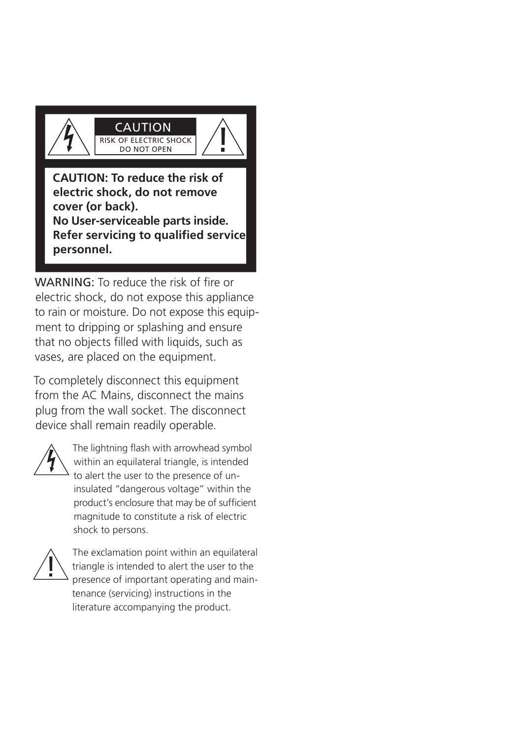**CAUTION**

RISK OF ELECTRIC SHOCK
DO NOT OPEN

**CAUTION: To reduce the risk of electric shock, do not remove cover (or back).**
**No User-serviceable parts inside.**
**Refer servicing to qualified service personnel.**

WARNING: To reduce the risk of fire or electric shock, do not expose this appliance to rain or moisture. Do not expose this equipment to dripping or splashing and ensure that no objects filled with liquids, such as vases, are placed on the equipment.

To completely disconnect this equipment from the AC Mains, disconnect the mains plug from the wall socket. The disconnect device shall remain readily operable.

The lightning flash with arrowhead symbol within an equilateral triangle, is intended to alert the user to the presence of un-insulated "dangerous voltage" within the product's enclosure that may be of sufficient magnitude to constitute a risk of electric shock to persons.

The exclamation point within an equilateral triangle is intended to alert the user to the presence of important operating and maintenance (servicing) instructions in the literature accompanying the product.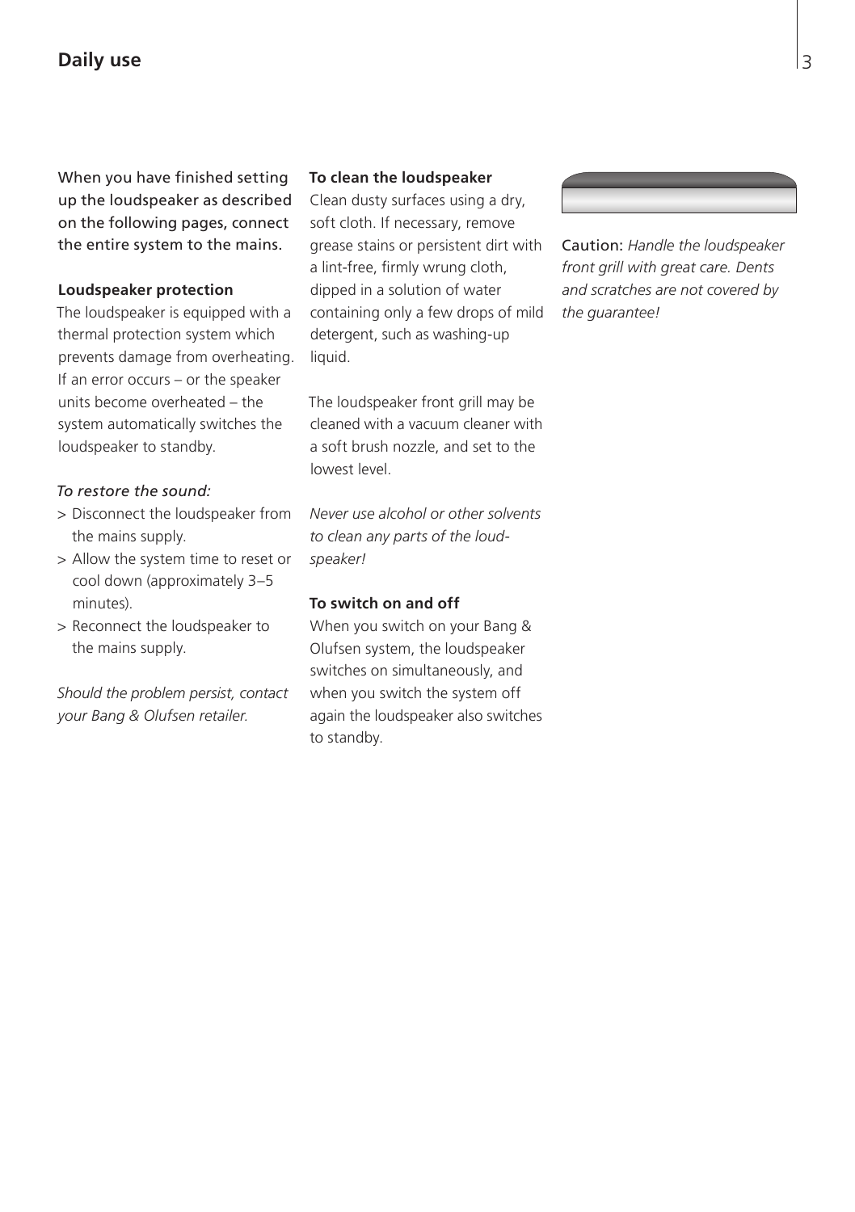## Daily use

When you have finished setting up the loudspeaker as described on the following pages, connect the entire system to the mains.

**Loudspeaker protection**

The loudspeaker is equipped with a thermal protection system which prevents damage from overheating. If an error occurs – or the speaker units become overheated – the system automatically switches the loudspeaker to standby.

*To restore the sound:*

> Disconnect the loudspeaker from the mains supply.
> Allow the system time to reset or cool down (approximately 3–5 minutes).
> Reconnect the loudspeaker to the mains supply.

*Should the problem persist, contact your Bang & Olufsen retailer.*

**To clean the loudspeaker**

Clean dusty surfaces using a dry, soft cloth. If necessary, remove grease stains or persistent dirt with a lint-free, firmly wrung cloth, dipped in a solution of water containing only a few drops of mild detergent, such as washing-up liquid.

The loudspeaker front grill may be cleaned with a vacuum cleaner with a soft brush nozzle, and set to the lowest level.

*Never use alcohol or other solvents to clean any parts of the loudspeaker!*

**To switch on and off**

When you switch on your Bang & Olufsen system, the loudspeaker switches on simultaneously, and when you switch the system off again the loudspeaker also switches to standby.

Caution: *Handle the loudspeaker front grill with great care. Dents and scratches are not covered by the guarantee!*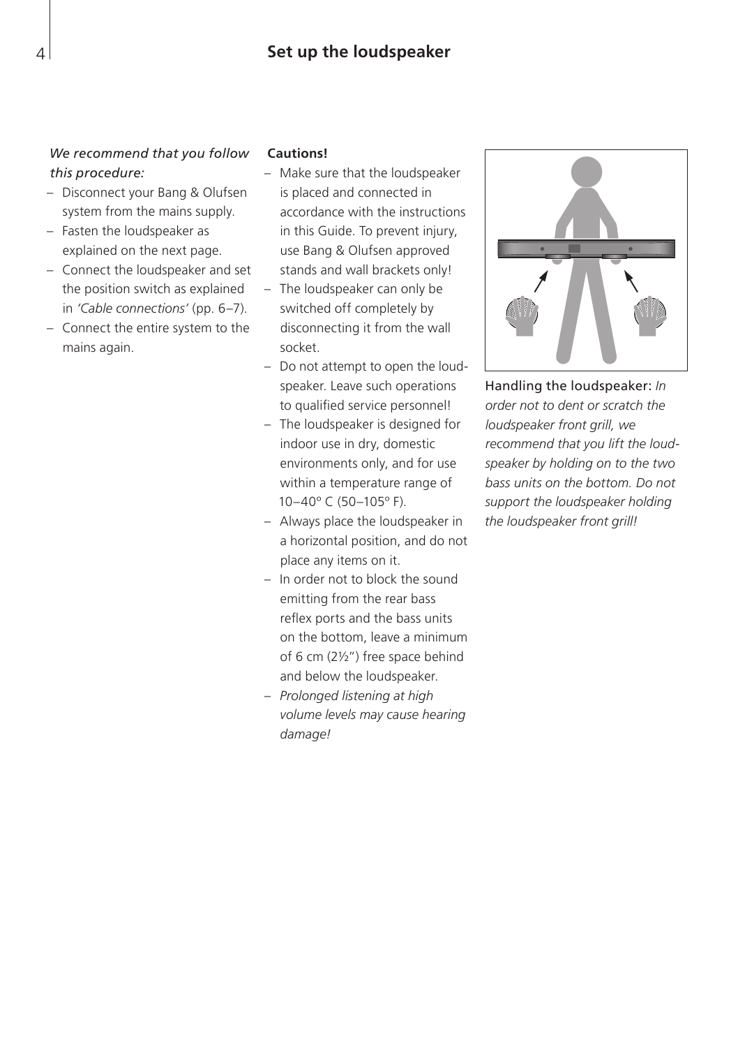# Set up the loudspeaker

*We recommend that you follow this procedure:*

- Disconnect your Bang & Olufsen system from the mains supply.
- Fasten the loudspeaker as explained on the next page.
- Connect the loudspeaker and set the position switch as explained in *'Cable connections'* (pp. 6–7).
- Connect the entire system to the mains again.

**Cautions!**

- Make sure that the loudspeaker is placed and connected in accordance with the instructions in this Guide. To prevent injury, use Bang & Olufsen approved stands and wall brackets only!
- The loudspeaker can only be switched off completely by disconnecting it from the wall socket.
- Do not attempt to open the loudspeaker. Leave such operations to qualified service personnel!
- The loudspeaker is designed for indoor use in dry, domestic environments only, and for use within a temperature range of 10–40° C (50–105° F).
- Always place the loudspeaker in a horizontal position, and do not place any items on it.
- In order not to block the sound emitting from the rear bass reflex ports and the bass units on the bottom, leave a minimum of 6 cm (2½") free space behind and below the loudspeaker.
- *Prolonged listening at high volume levels may cause hearing damage!*

Handling the loudspeaker: *In order not to dent or scratch the loudspeaker front grill, we recommend that you lift the loudspeaker by holding on to the two bass units on the bottom. Do not support the loudspeaker holding the loudspeaker front grill!*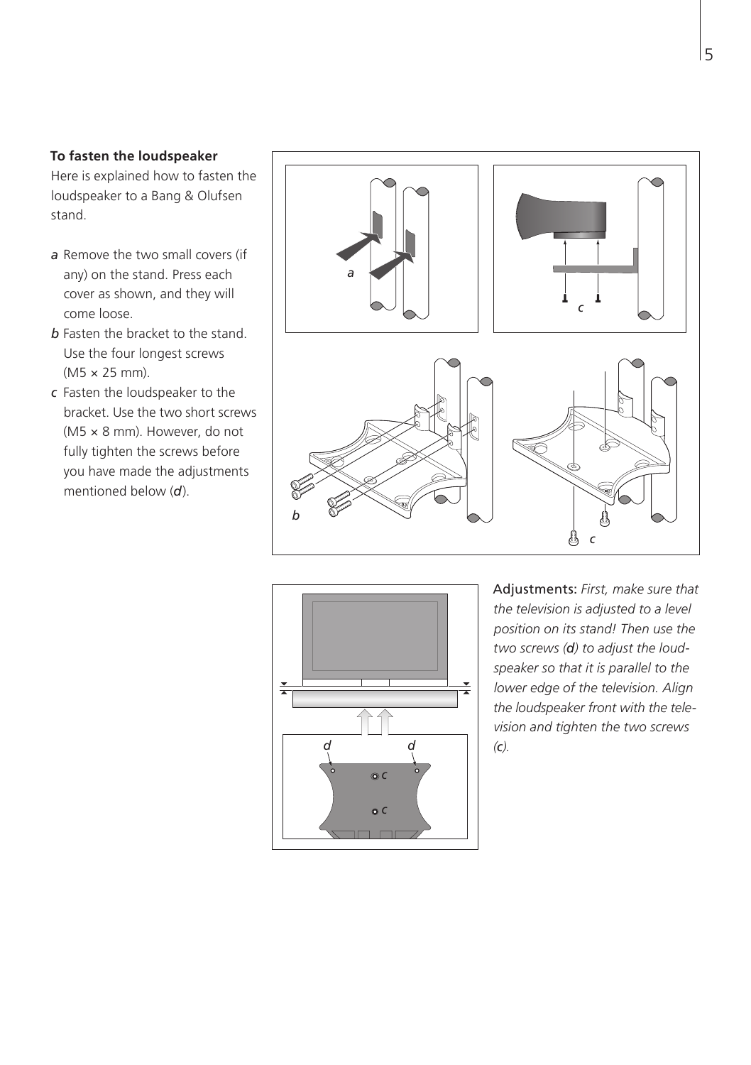**To fasten the loudspeaker**

Here is explained how to fasten the loudspeaker to a Bang & Olufsen stand.

*a* Remove the two small covers (if any) on the stand. Press each cover as shown, and they will come loose.

*b* Fasten the bracket to the stand. Use the four longest screws (M5 × 25 mm).

*c* Fasten the loudspeaker to the bracket. Use the two short screws (M5 × 8 mm). However, do not fully tighten the screws before you have made the adjustments mentioned below (***d***).

Adjustments: *First, make sure that the television is adjusted to a level position on its stand! Then use the two screws (**d**) to adjust the loudspeaker so that it is parallel to the lower edge of the television. Align the loudspeaker front with the television and tighten the two screws (**c**).*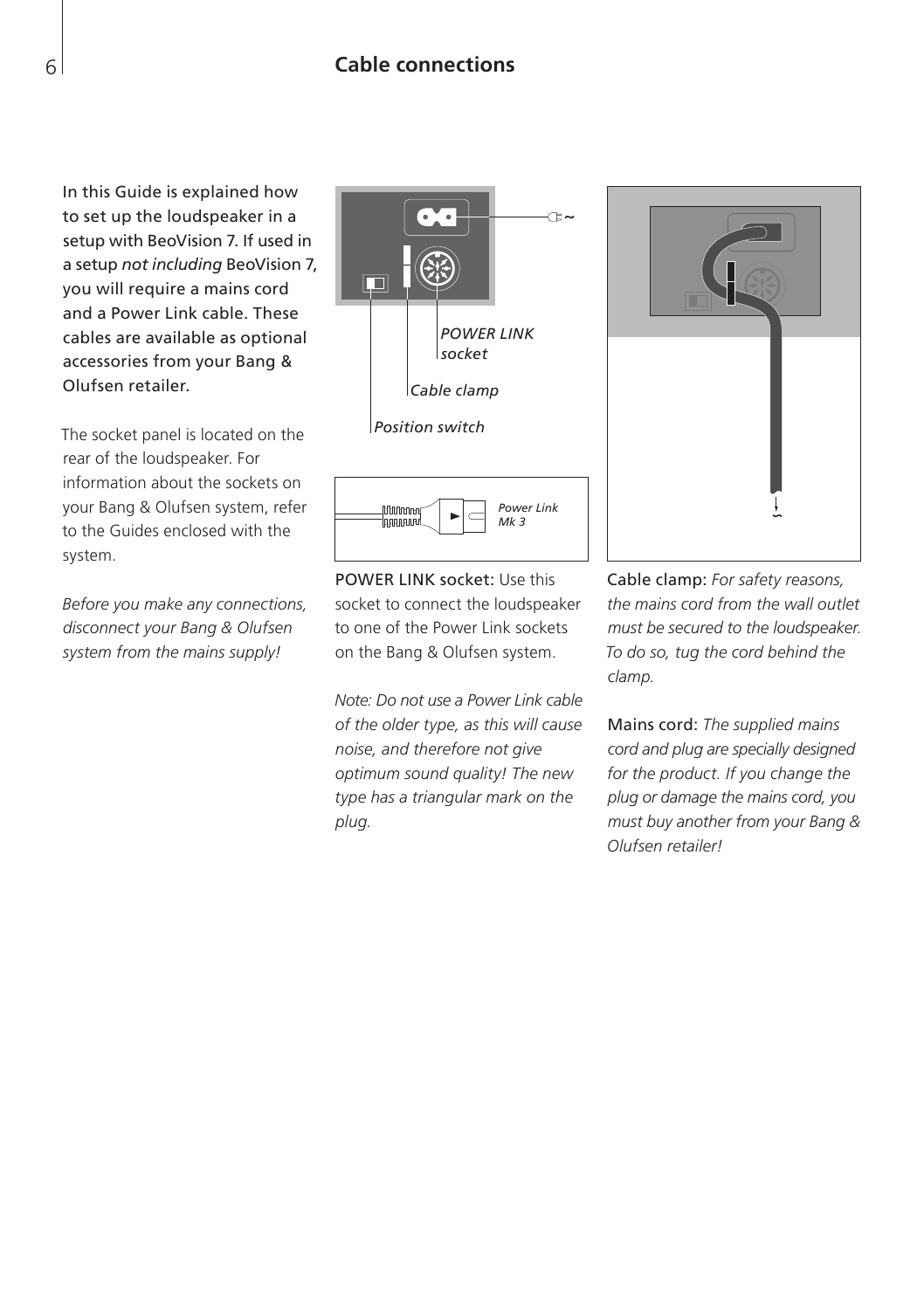# Cable connections

In this Guide is explained how to set up the loudspeaker in a setup with BeoVision 7. If used in a setup *not including* BeoVision 7, you will require a mains cord and a Power Link cable. These cables are available as optional accessories from your Bang & Olufsen retailer.

The socket panel is located on the rear of the loudspeaker. For information about the sockets on your Bang & Olufsen system, refer to the Guides enclosed with the system.

*Before you make any connections, disconnect your Bang & Olufsen system from the mains supply!*

*POWER LINK socket*

*Cable clamp*

*Position switch*

*Power Link Mk 3*

POWER LINK socket: Use this socket to connect the loudspeaker to one of the Power Link sockets on the Bang & Olufsen system.

*Note: Do not use a Power Link cable of the older type, as this will cause noise, and therefore not give optimum sound quality! The new type has a triangular mark on the plug.*

Cable clamp: *For safety reasons, the mains cord from the wall outlet must be secured to the loudspeaker. To do so, tug the cord behind the clamp.*

Mains cord: *The supplied mains cord and plug are specially designed for the product. If you change the plug or damage the mains cord, you must buy another from your Bang & Olufsen retailer!*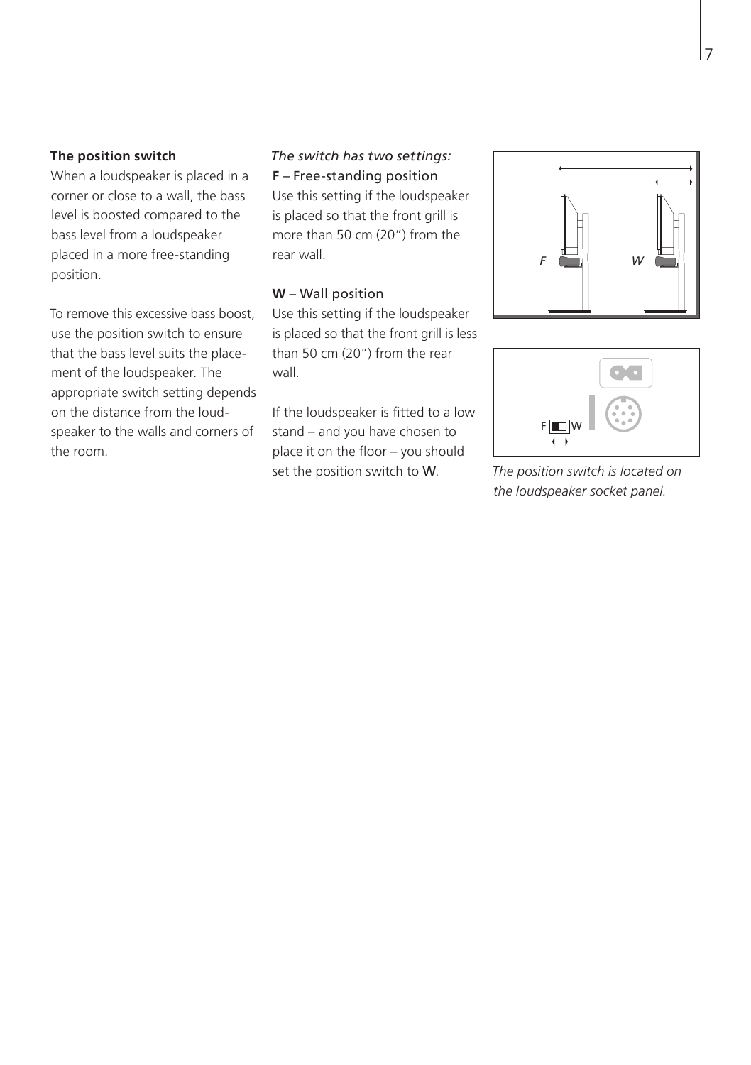## The position switch

When a loudspeaker is placed in a corner or close to a wall, the bass level is boosted compared to the bass level from a loudspeaker placed in a more free-standing position.

To remove this excessive bass boost, use the position switch to ensure that the bass level suits the placement of the loudspeaker. The appropriate switch setting depends on the distance from the loudspeaker to the walls and corners of the room.

*The switch has two settings:*

**F** – Free-standing position
Use this setting if the loudspeaker is placed so that the front grill is more than 50 cm (20") from the rear wall.

**W** – Wall position
Use this setting if the loudspeaker is placed so that the front grill is less than 50 cm (20") from the rear wall.

If the loudspeaker is fitted to a low stand – and you have chosen to place it on the floor – you should set the position switch to **W**.

*The position switch is located on the loudspeaker socket panel.*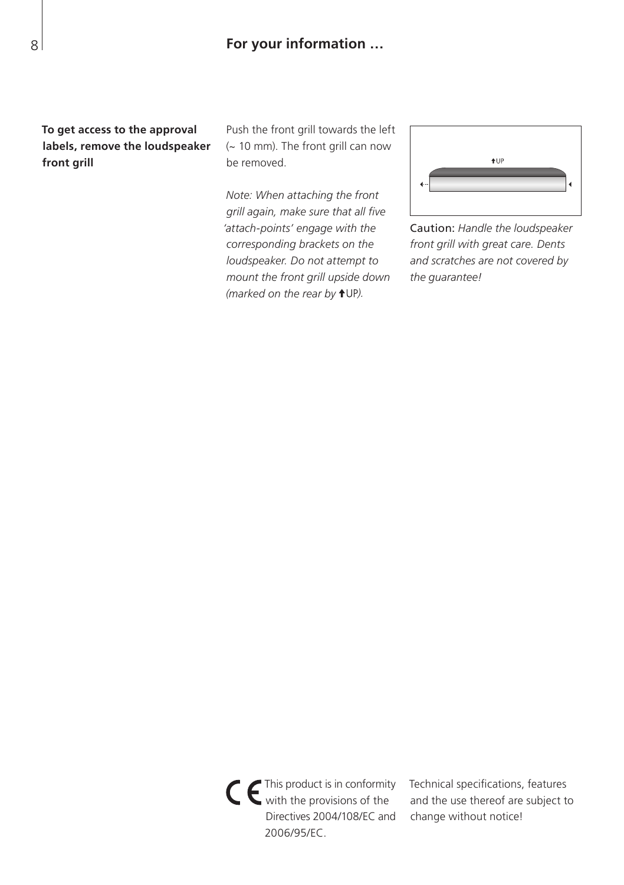## For your information …

**To get access to the approval labels, remove the loudspeaker front grill**

Push the front grill towards the left (~ 10 mm). The front grill can now be removed.

*Note: When attaching the front grill again, make sure that all five 'attach-points' engage with the corresponding brackets on the loudspeaker. Do not attempt to mount the front grill upside down (marked on the rear by* ↑UP*).*

Caution: *Handle the loudspeaker front grill with great care. Dents and scratches are not covered by the guarantee!*

CE This product is in conformity with the provisions of the Directives 2004/108/EC and 2006/95/EC.

Technical specifications, features and the use thereof are subject to change without notice!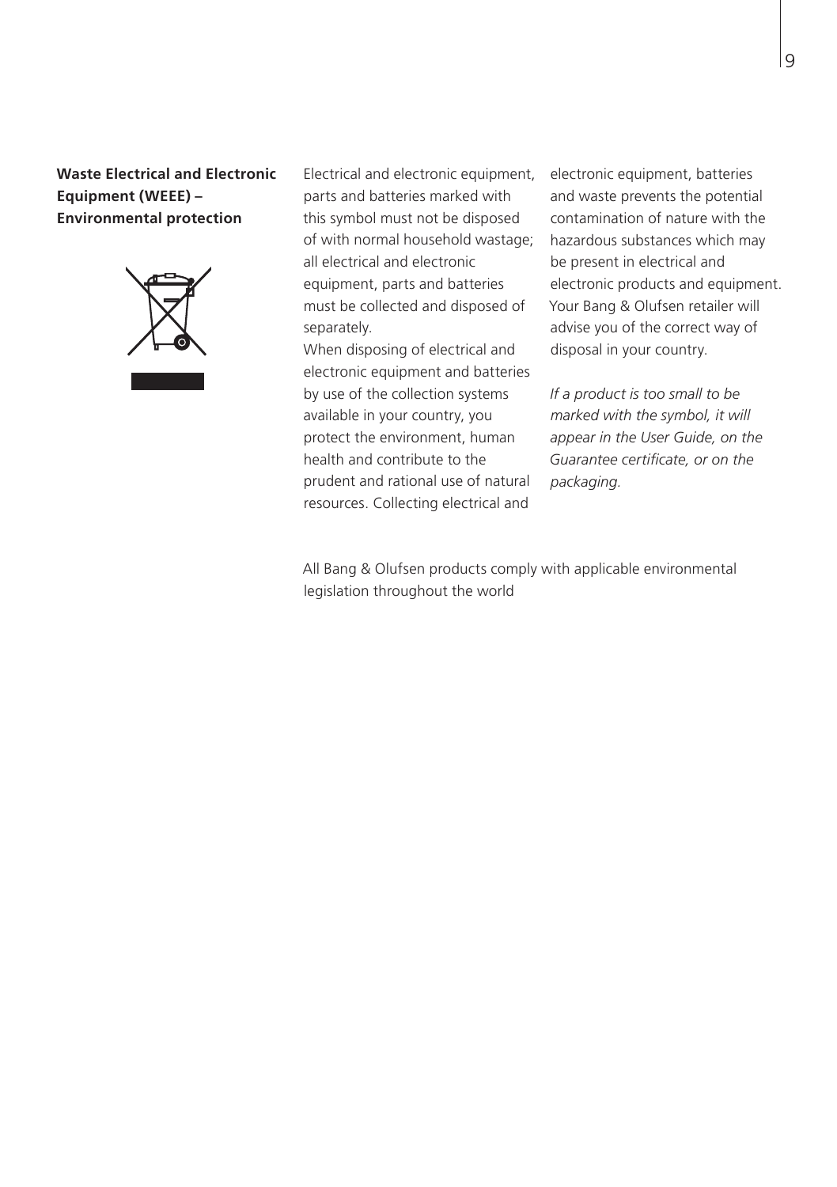## Waste Electrical and Electronic Equipment (WEEE) – Environmental protection

Electrical and electronic equipment, parts and batteries marked with this symbol must not be disposed of with normal household wastage; all electrical and electronic equipment, parts and batteries must be collected and disposed of separately.

When disposing of electrical and electronic equipment and batteries by use of the collection systems available in your country, you protect the environment, human health and contribute to the prudent and rational use of natural resources. Collecting electrical and electronic equipment, batteries and waste prevents the potential contamination of nature with the hazardous substances which may be present in electrical and electronic products and equipment. Your Bang & Olufsen retailer will advise you of the correct way of disposal in your country.

*If a product is too small to be marked with the symbol, it will appear in the User Guide, on the Guarantee certificate, or on the packaging.*

All Bang & Olufsen products comply with applicable environmental legislation throughout the world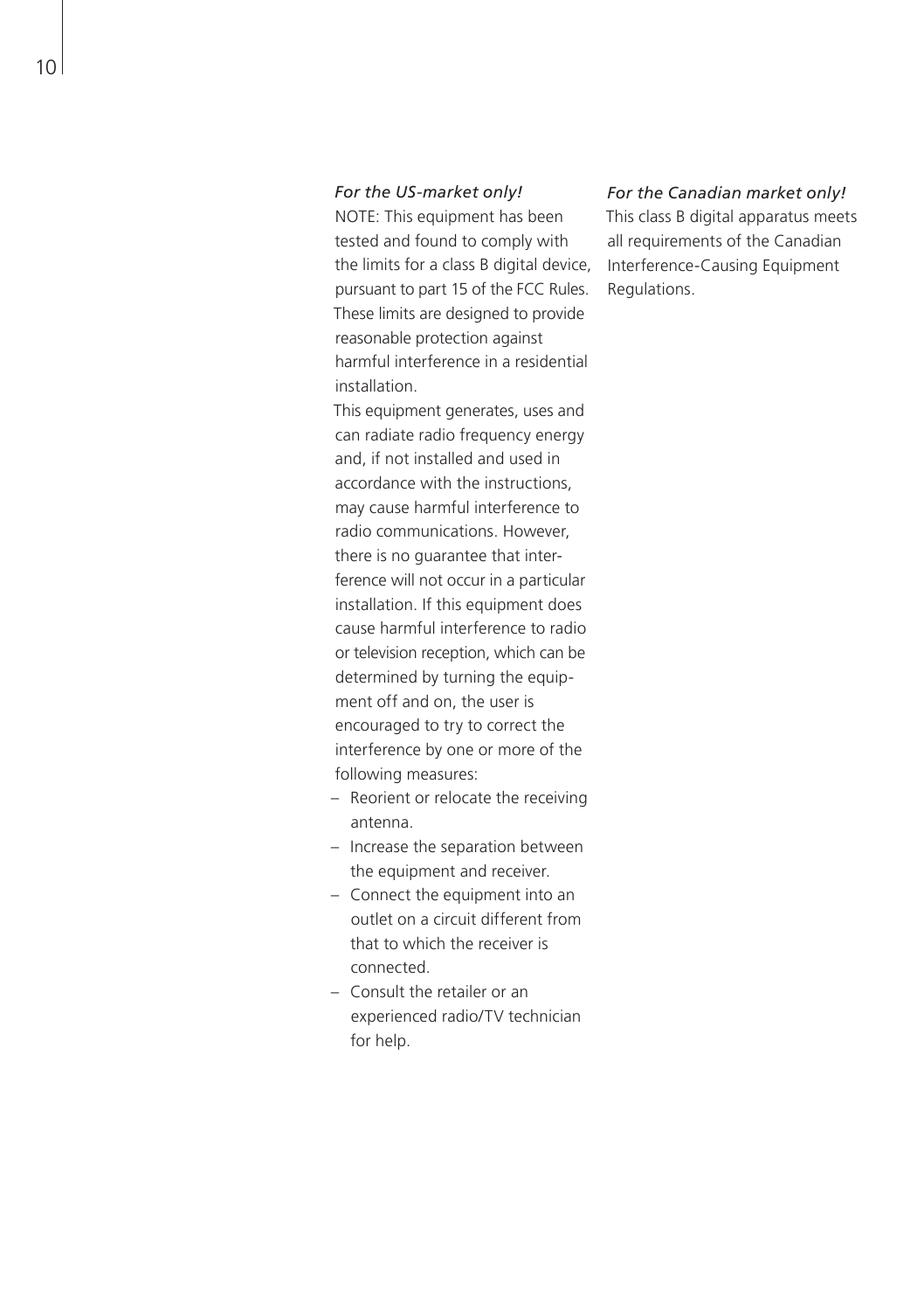*For the US-market only!*

NOTE: This equipment has been tested and found to comply with the limits for a class B digital device, pursuant to part 15 of the FCC Rules. These limits are designed to provide reasonable protection against harmful interference in a residential installation.

This equipment generates, uses and can radiate radio frequency energy and, if not installed and used in accordance with the instructions, may cause harmful interference to radio communications. However, there is no guarantee that interference will not occur in a particular installation. If this equipment does cause harmful interference to radio or television reception, which can be determined by turning the equipment off and on, the user is encouraged to try to correct the interference by one or more of the following measures:

- Reorient or relocate the receiving antenna.
- Increase the separation between the equipment and receiver.
- Connect the equipment into an outlet on a circuit different from that to which the receiver is connected.
- Consult the retailer or an experienced radio/TV technician for help.

*For the Canadian market only!*

This class B digital apparatus meets all requirements of the Canadian Interference-Causing Equipment Regulations.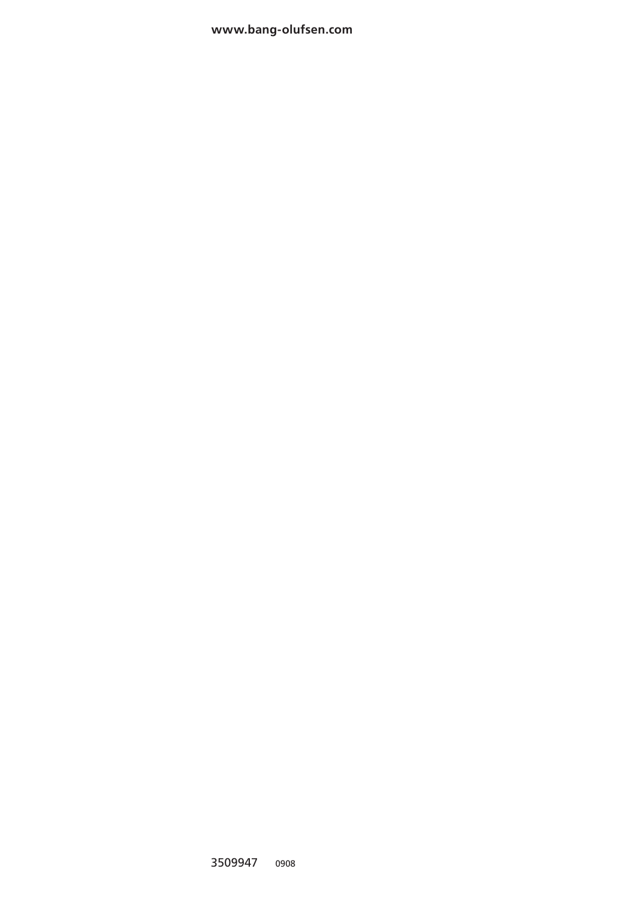**www.bang-olufsen.com**

3509947 0908